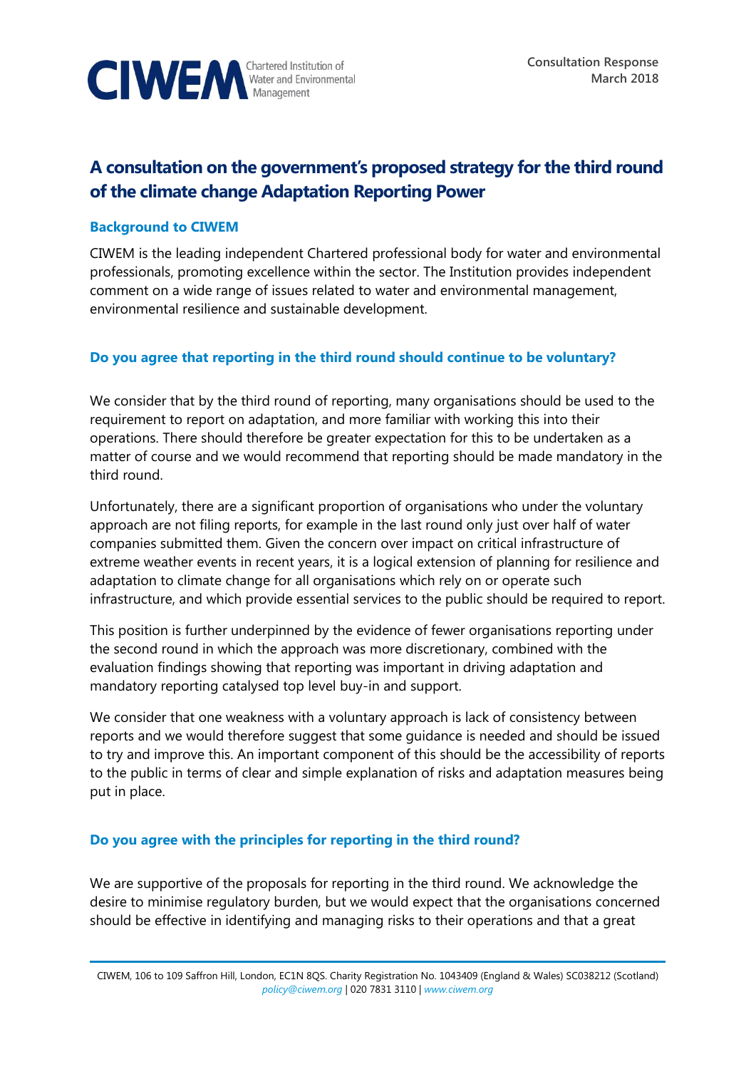CIWEM Chartered Institution of Water and Environmental Management

**Consultation Response**
**March 2018**

# A consultation on the government's proposed strategy for the third round of the climate change Adaptation Reporting Power

## Background to CIWEM

CIWEM is the leading independent Chartered professional body for water and environmental professionals, promoting excellence within the sector. The Institution provides independent comment on a wide range of issues related to water and environmental management, environmental resilience and sustainable development.

## Do you agree that reporting in the third round should continue to be voluntary?

We consider that by the third round of reporting, many organisations should be used to the requirement to report on adaptation, and more familiar with working this into their operations. There should therefore be greater expectation for this to be undertaken as a matter of course and we would recommend that reporting should be made mandatory in the third round.

Unfortunately, there are a significant proportion of organisations who under the voluntary approach are not filing reports, for example in the last round only just over half of water companies submitted them. Given the concern over impact on critical infrastructure of extreme weather events in recent years, it is a logical extension of planning for resilience and adaptation to climate change for all organisations which rely on or operate such infrastructure, and which provide essential services to the public should be required to report.

This position is further underpinned by the evidence of fewer organisations reporting under the second round in which the approach was more discretionary, combined with the evaluation findings showing that reporting was important in driving adaptation and mandatory reporting catalysed top level buy-in and support.

We consider that one weakness with a voluntary approach is lack of consistency between reports and we would therefore suggest that some guidance is needed and should be issued to try and improve this. An important component of this should be the accessibility of reports to the public in terms of clear and simple explanation of risks and adaptation measures being put in place.

## Do you agree with the principles for reporting in the third round?

We are supportive of the proposals for reporting in the third round. We acknowledge the desire to minimise regulatory burden, but we would expect that the organisations concerned should be effective in identifying and managing risks to their operations and that a great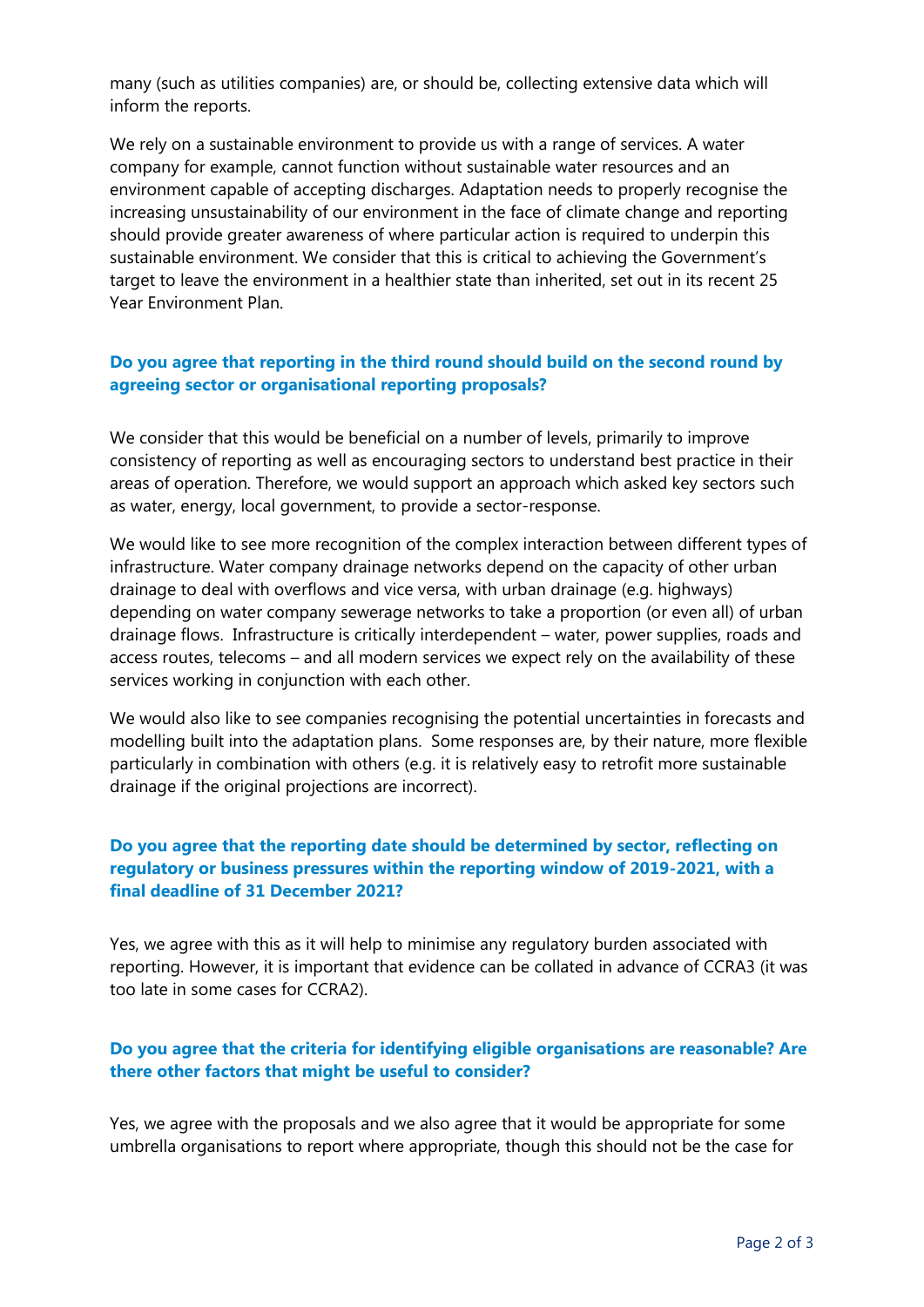many (such as utilities companies) are, or should be, collecting extensive data which will inform the reports.

We rely on a sustainable environment to provide us with a range of services. A water company for example, cannot function without sustainable water resources and an environment capable of accepting discharges. Adaptation needs to properly recognise the increasing unsustainability of our environment in the face of climate change and reporting should provide greater awareness of where particular action is required to underpin this sustainable environment. We consider that this is critical to achieving the Government's target to leave the environment in a healthier state than inherited, set out in its recent 25 Year Environment Plan.

**Do you agree that reporting in the third round should build on the second round by agreeing sector or organisational reporting proposals?**

We consider that this would be beneficial on a number of levels, primarily to improve consistency of reporting as well as encouraging sectors to understand best practice in their areas of operation. Therefore, we would support an approach which asked key sectors such as water, energy, local government, to provide a sector-response.

We would like to see more recognition of the complex interaction between different types of infrastructure. Water company drainage networks depend on the capacity of other urban drainage to deal with overflows and vice versa, with urban drainage (e.g. highways) depending on water company sewerage networks to take a proportion (or even all) of urban drainage flows. Infrastructure is critically interdependent – water, power supplies, roads and access routes, telecoms – and all modern services we expect rely on the availability of these services working in conjunction with each other.

We would also like to see companies recognising the potential uncertainties in forecasts and modelling built into the adaptation plans. Some responses are, by their nature, more flexible particularly in combination with others (e.g. it is relatively easy to retrofit more sustainable drainage if the original projections are incorrect).

**Do you agree that the reporting date should be determined by sector, reflecting on regulatory or business pressures within the reporting window of 2019-2021, with a final deadline of 31 December 2021?**

Yes, we agree with this as it will help to minimise any regulatory burden associated with reporting. However, it is important that evidence can be collated in advance of CCRA3 (it was too late in some cases for CCRA2).

**Do you agree that the criteria for identifying eligible organisations are reasonable? Are there other factors that might be useful to consider?**

Yes, we agree with the proposals and we also agree that it would be appropriate for some umbrella organisations to report where appropriate, though this should not be the case for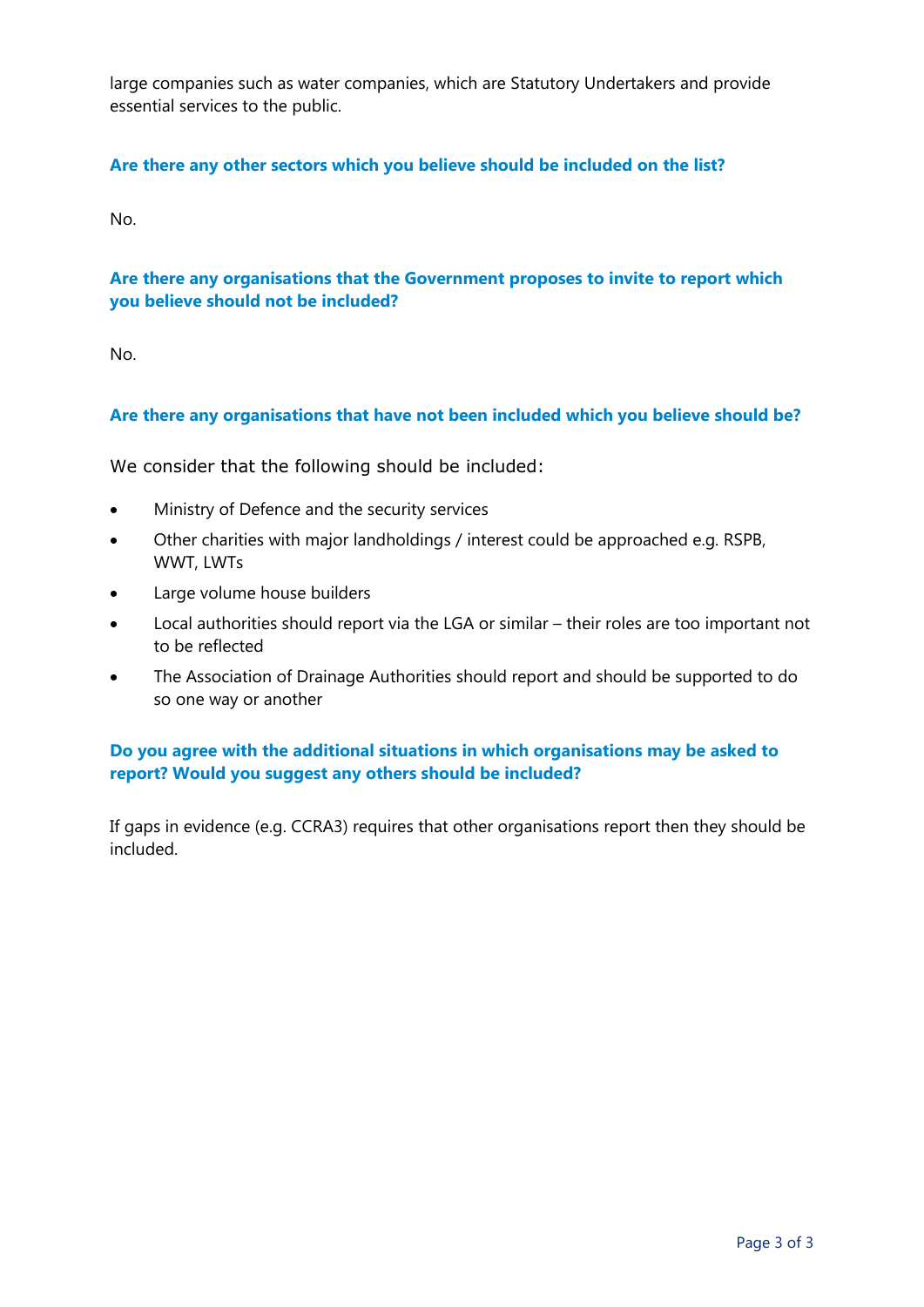large companies such as water companies, which are Statutory Undertakers and provide essential services to the public.

**Are there any other sectors which you believe should be included on the list?**

No.

**Are there any organisations that the Government proposes to invite to report which you believe should not be included?**

No.

**Are there any organisations that have not been included which you believe should be?**

We consider that the following should be included:

- Ministry of Defence and the security services
- Other charities with major landholdings / interest could be approached e.g. RSPB, WWT, LWTs
- Large volume house builders
- Local authorities should report via the LGA or similar – their roles are too important not to be reflected
- The Association of Drainage Authorities should report and should be supported to do so one way or another

**Do you agree with the additional situations in which organisations may be asked to report? Would you suggest any others should be included?**

If gaps in evidence (e.g. CCRA3) requires that other organisations report then they should be included.